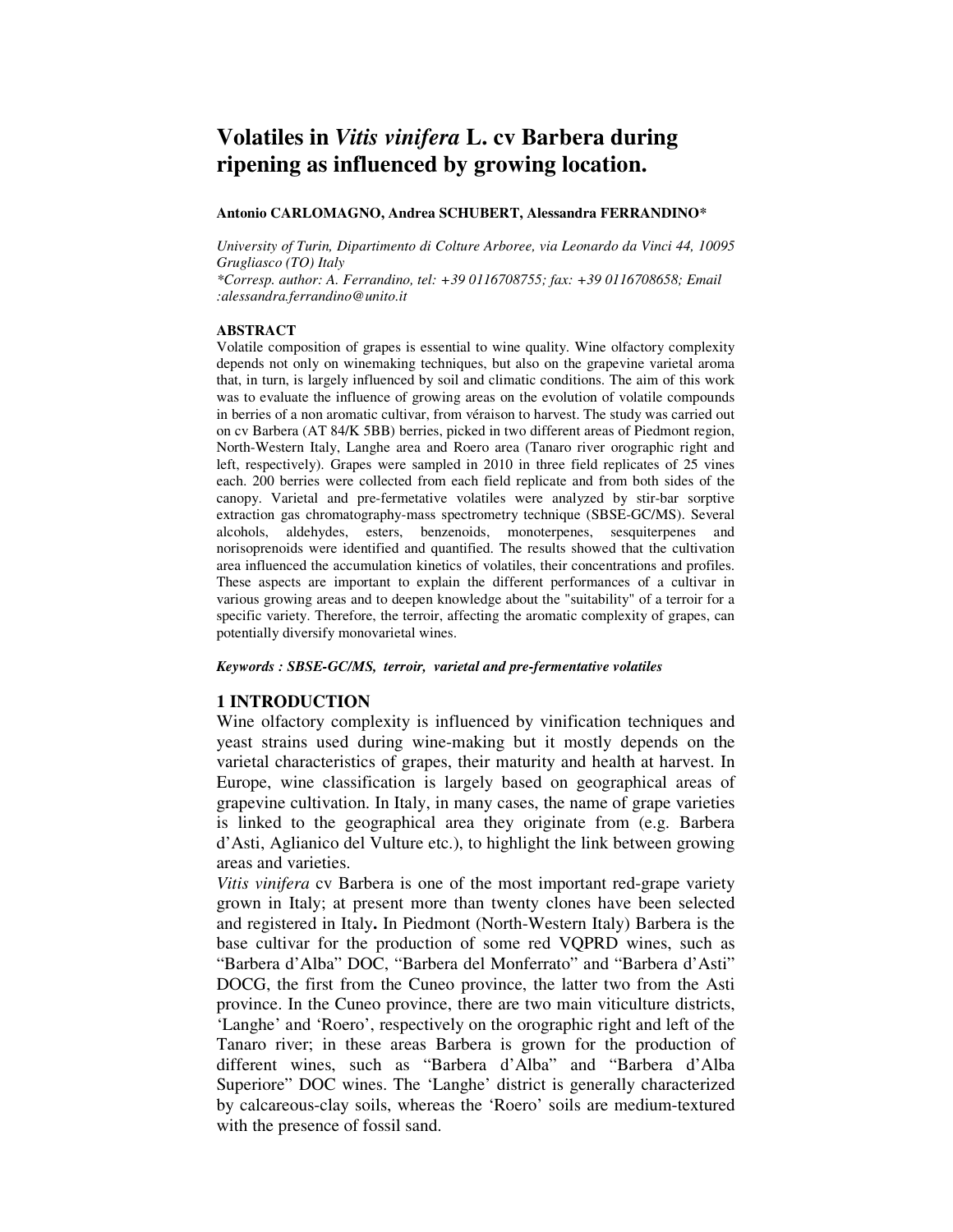# Volatiles in *Vitis vinifera* L. cv Barbera during ripening as influenced by growing location.

**Antonio CARLOMAGNO, Andrea SCHUBERT, Alessandra FERRANDINO***

*University of Turin, Dipartimento di Colture Arboree, via Leonardo da Vinci 44, 10095 Grugliasco (TO) Italy*
*\*Corresp. author: A. Ferrandino, tel: +39 0116708755; fax: +39 0116708658; Email :alessandra.ferrandino@unito.it*

**ABSTRACT**

Volatile composition of grapes is essential to wine quality. Wine olfactory complexity depends not only on winemaking techniques, but also on the grapevine varietal aroma that, in turn, is largely influenced by soil and climatic conditions. The aim of this work was to evaluate the influence of growing areas on the evolution of volatile compounds in berries of a non aromatic cultivar, from véraison to harvest. The study was carried out on cv Barbera (AT 84/K 5BB) berries, picked in two different areas of Piedmont region, North-Western Italy, Langhe area and Roero area (Tanaro river orographic right and left, respectively). Grapes were sampled in 2010 in three field replicates of 25 vines each. 200 berries were collected from each field replicate and from both sides of the canopy. Varietal and pre-fermetative volatiles were analyzed by stir-bar sorptive extraction gas chromatography-mass spectrometry technique (SBSE-GC/MS). Several alcohols, aldehydes, esters, benzenoids, monoterpenes, sesquiterpenes and norisoprenoids were identified and quantified. The results showed that the cultivation area influenced the accumulation kinetics of volatiles, their concentrations and profiles. These aspects are important to explain the different performances of a cultivar in various growing areas and to deepen knowledge about the "suitability" of a terroir for a specific variety. Therefore, the terroir, affecting the aromatic complexity of grapes, can potentially diversify monovarietal wines.

***Keywords : SBSE-GC/MS, terroir, varietal and pre-fermentative volatiles***

## 1 INTRODUCTION

Wine olfactory complexity is influenced by vinification techniques and yeast strains used during wine-making but it mostly depends on the varietal characteristics of grapes, their maturity and health at harvest. In Europe, wine classification is largely based on geographical areas of grapevine cultivation. In Italy, in many cases, the name of grape varieties is linked to the geographical area they originate from (e.g. Barbera d'Asti, Aglianico del Vulture etc.), to highlight the link between growing areas and varieties.

*Vitis vinifera* cv Barbera is one of the most important red-grape variety grown in Italy; at present more than twenty clones have been selected and registered in Italy**.** In Piedmont (North-Western Italy) Barbera is the base cultivar for the production of some red VQPRD wines, such as "Barbera d'Alba" DOC, "Barbera del Monferrato" and "Barbera d'Asti" DOCG, the first from the Cuneo province, the latter two from the Asti province. In the Cuneo province, there are two main viticulture districts, 'Langhe' and 'Roero', respectively on the orographic right and left of the Tanaro river; in these areas Barbera is grown for the production of different wines, such as "Barbera d'Alba" and "Barbera d'Alba Superiore" DOC wines. The 'Langhe' district is generally characterized by calcareous-clay soils, whereas the 'Roero' soils are medium-textured with the presence of fossil sand.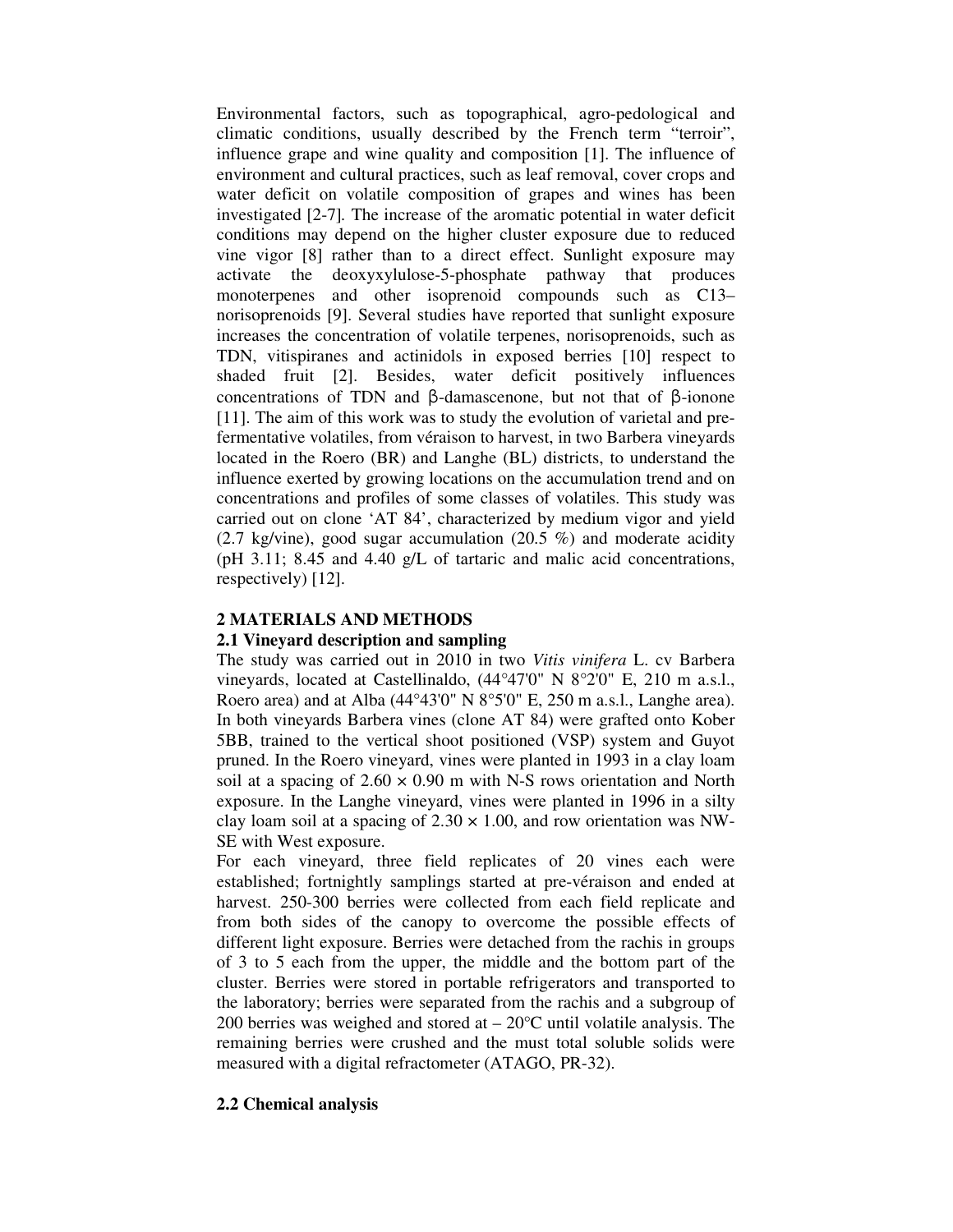Environmental factors, such as topographical, agro-pedological and climatic conditions, usually described by the French term "terroir", influence grape and wine quality and composition [1]. The influence of environment and cultural practices, such as leaf removal, cover crops and water deficit on volatile composition of grapes and wines has been investigated [2-7]. The increase of the aromatic potential in water deficit conditions may depend on the higher cluster exposure due to reduced vine vigor [8] rather than to a direct effect. Sunlight exposure may activate the deoxyxylulose-5-phosphate pathway that produces monoterpenes and other isoprenoid compounds such as C13–norisoprenoids [9]. Several studies have reported that sunlight exposure increases the concentration of volatile terpenes, norisoprenoids, such as TDN, vitispiranes and actinidols in exposed berries [10] respect to shaded fruit [2]. Besides, water deficit positively influences concentrations of TDN and β-damascenone, but not that of β-ionone [11]. The aim of this work was to study the evolution of varietal and pre-fermentative volatiles, from véraison to harvest, in two Barbera vineyards located in the Roero (BR) and Langhe (BL) districts, to understand the influence exerted by growing locations on the accumulation trend and on concentrations and profiles of some classes of volatiles. This study was carried out on clone 'AT 84', characterized by medium vigor and yield (2.7 kg/vine), good sugar accumulation (20.5 %) and moderate acidity (pH 3.11; 8.45 and 4.40 g/L of tartaric and malic acid concentrations, respectively) [12].

## 2 MATERIALS AND METHODS

### 2.1 Vineyard description and sampling

The study was carried out in 2010 in two *Vitis vinifera* L. cv Barbera vineyards, located at Castellinaldo, (44°47'0" N 8°2'0" E, 210 m a.s.l., Roero area) and at Alba (44°43'0" N 8°5'0" E, 250 m a.s.l., Langhe area). In both vineyards Barbera vines (clone AT 84) were grafted onto Kober 5BB, trained to the vertical shoot positioned (VSP) system and Guyot pruned. In the Roero vineyard, vines were planted in 1993 in a clay loam soil at a spacing of 2.60 × 0.90 m with N-S rows orientation and North exposure. In the Langhe vineyard, vines were planted in 1996 in a silty clay loam soil at a spacing of 2.30 × 1.00, and row orientation was NW-SE with West exposure.

For each vineyard, three field replicates of 20 vines each were established; fortnightly samplings started at pre-véraison and ended at harvest. 250-300 berries were collected from each field replicate and from both sides of the canopy to overcome the possible effects of different light exposure. Berries were detached from the rachis in groups of 3 to 5 each from the upper, the middle and the bottom part of the cluster. Berries were stored in portable refrigerators and transported to the laboratory; berries were separated from the rachis and a subgroup of 200 berries was weighed and stored at – 20°C until volatile analysis. The remaining berries were crushed and the must total soluble solids were measured with a digital refractometer (ATAGO, PR-32).

### 2.2 Chemical analysis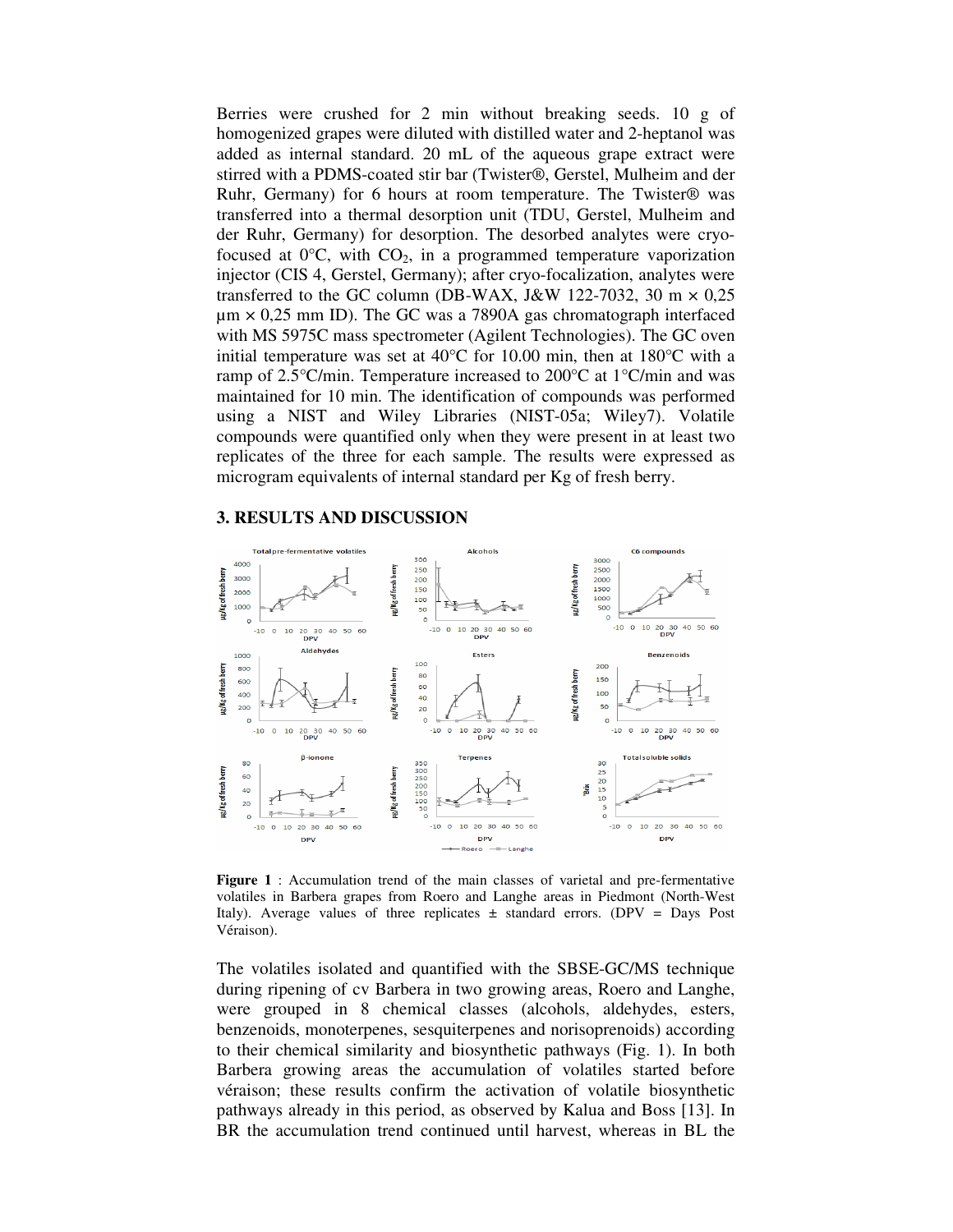Berries were crushed for 2 min without breaking seeds. 10 g of homogenized grapes were diluted with distilled water and 2-heptanol was added as internal standard. 20 mL of the aqueous grape extract were stirred with a PDMS-coated stir bar (Twister®, Gerstel, Mulheim and der Ruhr, Germany) for 6 hours at room temperature. The Twister® was transferred into a thermal desorption unit (TDU, Gerstel, Mulheim and der Ruhr, Germany) for desorption. The desorbed analytes were cryo-focused at 0°C, with $CO_2$, in a programmed temperature vaporization injector (CIS 4, Gerstel, Germany); after cryo-focalization, analytes were transferred to the GC column (DB-WAX, J&W 122-7032, 30 m × 0,25 µm × 0,25 mm ID). The GC was a 7890A gas chromatograph interfaced with MS 5975C mass spectrometer (Agilent Technologies). The GC oven initial temperature was set at 40°C for 10.00 min, then at 180°C with a ramp of 2.5°C/min. Temperature increased to 200°C at 1°C/min and was maintained for 10 min. The identification of compounds was performed using a NIST and Wiley Libraries (NIST-05a; Wiley7). Volatile compounds were quantified only when they were present in at least two replicates of the three for each sample. The results were expressed as microgram equivalents of internal standard per Kg of fresh berry.

## 3. RESULTS AND DISCUSSION

**Figure 1** : Accumulation trend of the main classes of varietal and pre-fermentative volatiles in Barbera grapes from Roero and Langhe areas in Piedmont (North-West Italy). Average values of three replicates ± standard errors. (DPV = Days Post Véraison).

The volatiles isolated and quantified with the SBSE-GC/MS technique during ripening of cv Barbera in two growing areas, Roero and Langhe, were grouped in 8 chemical classes (alcohols, aldehydes, esters, benzenoids, monoterpenes, sesquiterpenes and norisoprenoids) according to their chemical similarity and biosynthetic pathways (Fig. 1). In both Barbera growing areas the accumulation of volatiles started before véraison; these results confirm the activation of volatile biosynthetic pathways already in this period, as observed by Kalua and Boss [13]. In BR the accumulation trend continued until harvest, whereas in BL the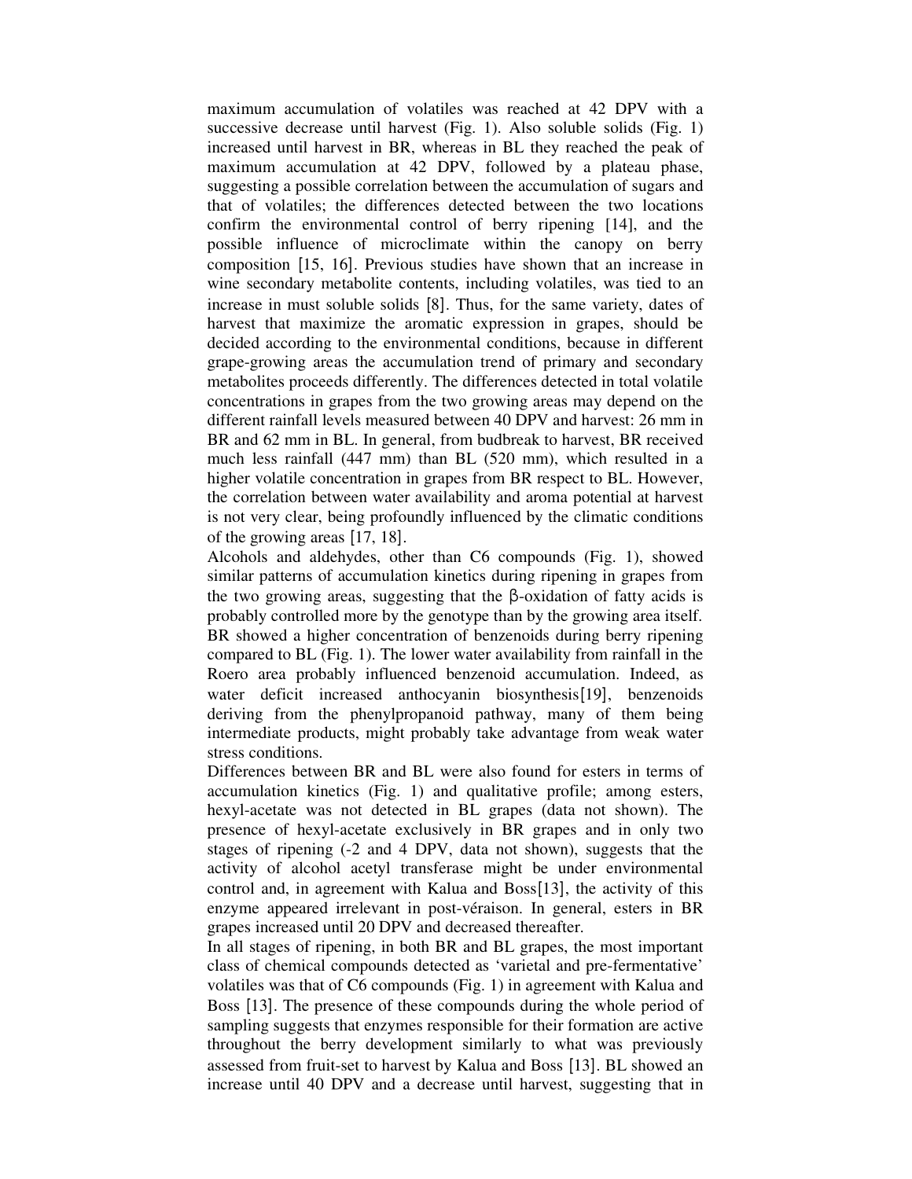maximum accumulation of volatiles was reached at 42 DPV with a successive decrease until harvest (Fig. 1). Also soluble solids (Fig. 1) increased until harvest in BR, whereas in BL they reached the peak of maximum accumulation at 42 DPV, followed by a plateau phase, suggesting a possible correlation between the accumulation of sugars and that of volatiles; the differences detected between the two locations confirm the environmental control of berry ripening [14], and the possible influence of microclimate within the canopy on berry composition [15, 16]. Previous studies have shown that an increase in wine secondary metabolite contents, including volatiles, was tied to an increase in must soluble solids [8]. Thus, for the same variety, dates of harvest that maximize the aromatic expression in grapes, should be decided according to the environmental conditions, because in different grape-growing areas the accumulation trend of primary and secondary metabolites proceeds differently. The differences detected in total volatile concentrations in grapes from the two growing areas may depend on the different rainfall levels measured between 40 DPV and harvest: 26 mm in BR and 62 mm in BL. In general, from budbreak to harvest, BR received much less rainfall (447 mm) than BL (520 mm), which resulted in a higher volatile concentration in grapes from BR respect to BL. However, the correlation between water availability and aroma potential at harvest is not very clear, being profoundly influenced by the climatic conditions of the growing areas [17, 18].

Alcohols and aldehydes, other than C6 compounds (Fig. 1), showed similar patterns of accumulation kinetics during ripening in grapes from the two growing areas, suggesting that the β-oxidation of fatty acids is probably controlled more by the genotype than by the growing area itself. BR showed a higher concentration of benzenoids during berry ripening compared to BL (Fig. 1). The lower water availability from rainfall in the Roero area probably influenced benzenoid accumulation. Indeed, as water deficit increased anthocyanin biosynthesis[19], benzenoids deriving from the phenylpropanoid pathway, many of them being intermediate products, might probably take advantage from weak water stress conditions.

Differences between BR and BL were also found for esters in terms of accumulation kinetics (Fig. 1) and qualitative profile; among esters, hexyl-acetate was not detected in BL grapes (data not shown). The presence of hexyl-acetate exclusively in BR grapes and in only two stages of ripening (-2 and 4 DPV, data not shown), suggests that the activity of alcohol acetyl transferase might be under environmental control and, in agreement with Kalua and Boss[13], the activity of this enzyme appeared irrelevant in post-véraison. In general, esters in BR grapes increased until 20 DPV and decreased thereafter.

In all stages of ripening, in both BR and BL grapes, the most important class of chemical compounds detected as 'varietal and pre-fermentative' volatiles was that of C6 compounds (Fig. 1) in agreement with Kalua and Boss [13]. The presence of these compounds during the whole period of sampling suggests that enzymes responsible for their formation are active throughout the berry development similarly to what was previously assessed from fruit-set to harvest by Kalua and Boss [13]. BL showed an increase until 40 DPV and a decrease until harvest, suggesting that in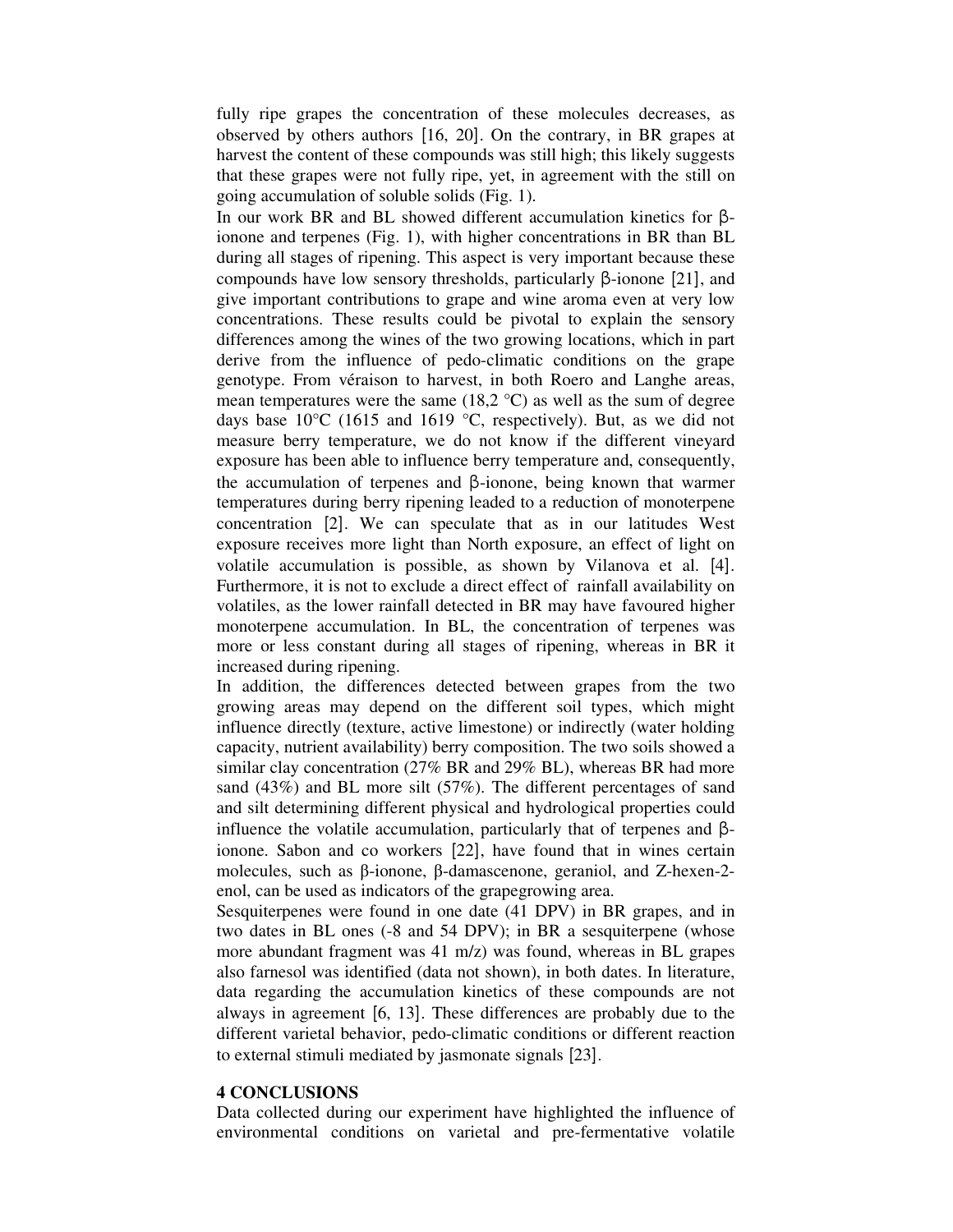fully ripe grapes the concentration of these molecules decreases, as observed by others authors [16, 20]. On the contrary, in BR grapes at harvest the content of these compounds was still high; this likely suggests that these grapes were not fully ripe, yet, in agreement with the still on going accumulation of soluble solids (Fig. 1).

In our work BR and BL showed different accumulation kinetics for β-ionone and terpenes (Fig. 1), with higher concentrations in BR than BL during all stages of ripening. This aspect is very important because these compounds have low sensory thresholds, particularly β-ionone [21], and give important contributions to grape and wine aroma even at very low concentrations. These results could be pivotal to explain the sensory differences among the wines of the two growing locations, which in part derive from the influence of pedo-climatic conditions on the grape genotype. From véraison to harvest, in both Roero and Langhe areas, mean temperatures were the same (18,2 °C) as well as the sum of degree days base 10°C (1615 and 1619 °C, respectively). But, as we did not measure berry temperature, we do not know if the different vineyard exposure has been able to influence berry temperature and, consequently, the accumulation of terpenes and β-ionone, being known that warmer temperatures during berry ripening leaded to a reduction of monoterpene concentration [2]. We can speculate that as in our latitudes West exposure receives more light than North exposure, an effect of light on volatile accumulation is possible, as shown by Vilanova et al. [4]. Furthermore, it is not to exclude a direct effect of rainfall availability on volatiles, as the lower rainfall detected in BR may have favoured higher monoterpene accumulation. In BL, the concentration of terpenes was more or less constant during all stages of ripening, whereas in BR it increased during ripening.

In addition, the differences detected between grapes from the two growing areas may depend on the different soil types, which might influence directly (texture, active limestone) or indirectly (water holding capacity, nutrient availability) berry composition. The two soils showed a similar clay concentration (27% BR and 29% BL), whereas BR had more sand (43%) and BL more silt (57%). The different percentages of sand and silt determining different physical and hydrological properties could influence the volatile accumulation, particularly that of terpenes and β-ionone. Sabon and co workers [22], have found that in wines certain molecules, such as β-ionone, β-damascenone, geraniol, and Z-hexen-2-enol, can be used as indicators of the grapegrowing area.

Sesquiterpenes were found in one date (41 DPV) in BR grapes, and in two dates in BL ones (-8 and 54 DPV); in BR a sesquiterpene (whose more abundant fragment was 41 m/z) was found, whereas in BL grapes also farnesol was identified (data not shown), in both dates. In literature, data regarding the accumulation kinetics of these compounds are not always in agreement [6, 13]. These differences are probably due to the different varietal behavior, pedo-climatic conditions or different reaction to external stimuli mediated by jasmonate signals [23].

## 4 CONCLUSIONS

Data collected during our experiment have highlighted the influence of environmental conditions on varietal and pre-fermentative volatile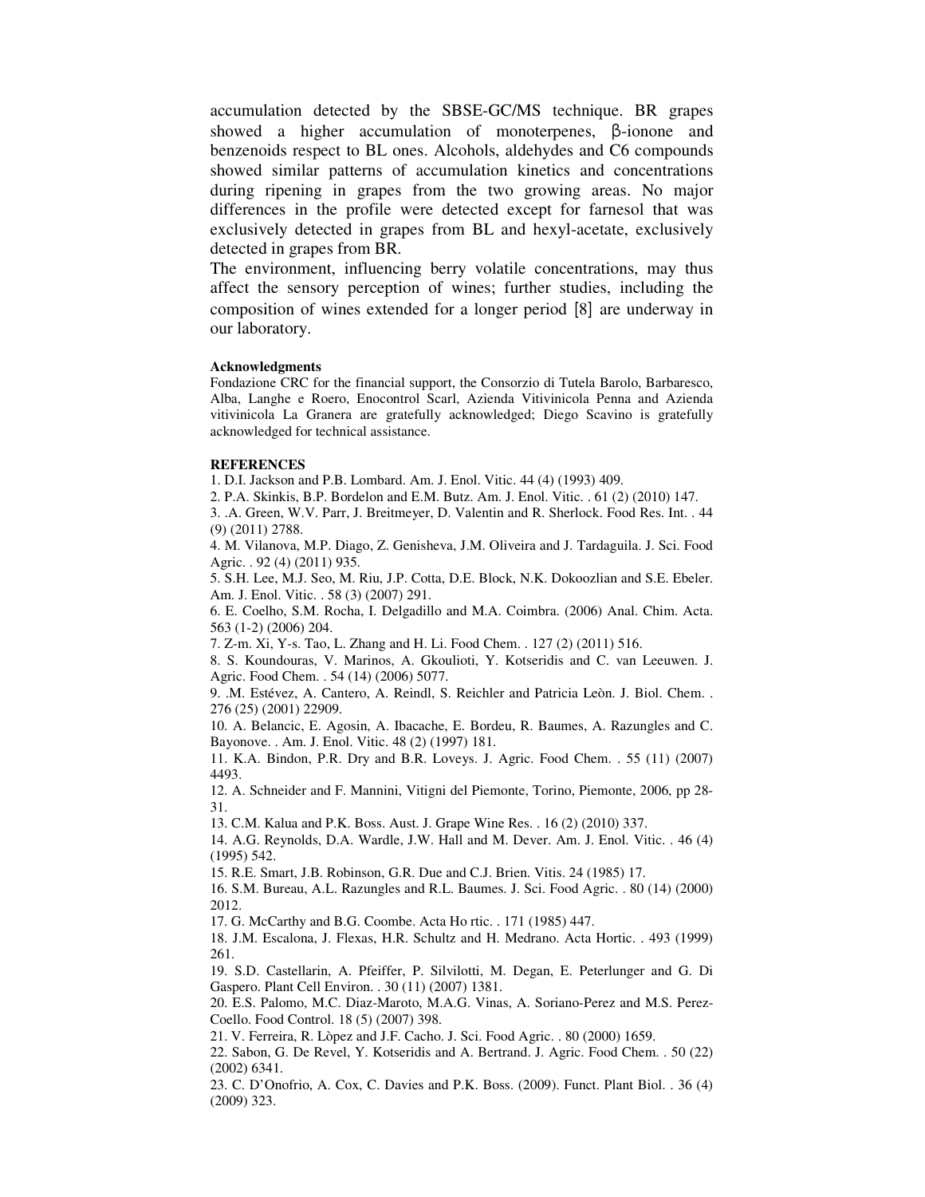accumulation detected by the SBSE-GC/MS technique. BR grapes showed a higher accumulation of monoterpenes, β-ionone and benzenoids respect to BL ones. Alcohols, aldehydes and C6 compounds showed similar patterns of accumulation kinetics and concentrations during ripening in grapes from the two growing areas. No major differences in the profile were detected except for farnesol that was exclusively detected in grapes from BL and hexyl-acetate, exclusively detected in grapes from BR.

The environment, influencing berry volatile concentrations, may thus affect the sensory perception of wines; further studies, including the composition of wines extended for a longer period [8] are underway in our laboratory.

**Acknowledgments**

Fondazione CRC for the financial support, the Consorzio di Tutela Barolo, Barbaresco, Alba, Langhe e Roero, Enocontrol Scarl, Azienda Vitivinicola Penna and Azienda vitivinicola La Granera are gratefully acknowledged; Diego Scavino is gratefully acknowledged for technical assistance.

**REFERENCES**

1. D.I. Jackson and P.B. Lombard. Am. J. Enol. Vitic. 44 (4) (1993) 409.
2. P.A. Skinkis, B.P. Bordelon and E.M. Butz. Am. J. Enol. Vitic. . 61 (2) (2010) 147.
3. .A. Green, W.V. Parr, J. Breitmeyer, D. Valentin and R. Sherlock. Food Res. Int. . 44 (9) (2011) 2788.
4. M. Vilanova, M.P. Diago, Z. Genisheva, J.M. Oliveira and J. Tardaguila. J. Sci. Food Agric. . 92 (4) (2011) 935.
5. S.H. Lee, M.J. Seo, M. Riu, J.P. Cotta, D.E. Block, N.K. Dokoozlian and S.E. Ebeler. Am. J. Enol. Vitic. . 58 (3) (2007) 291.
6. E. Coelho, S.M. Rocha, I. Delgadillo and M.A. Coimbra. (2006) Anal. Chim. Acta. 563 (1-2) (2006) 204.
7. Z-m. Xi, Y-s. Tao, L. Zhang and H. Li. Food Chem. . 127 (2) (2011) 516.
8. S. Koundouras, V. Marinos, A. Gkoulioti, Y. Kotseridis and C. van Leeuwen. J. Agric. Food Chem. . 54 (14) (2006) 5077.
9. .M. Estévez, A. Cantero, A. Reindl, S. Reichler and Patricia Leòn. J. Biol. Chem. . 276 (25) (2001) 22909.
10. A. Belancic, E. Agosin, A. Ibacache, E. Bordeu, R. Baumes, A. Razungles and C. Bayonove. . Am. J. Enol. Vitic. 48 (2) (1997) 181.
11. K.A. Bindon, P.R. Dry and B.R. Loveys. J. Agric. Food Chem. . 55 (11) (2007) 4493.
12. A. Schneider and F. Mannini, Vitigni del Piemonte, Torino, Piemonte, 2006, pp 28-31.
13. C.M. Kalua and P.K. Boss. Aust. J. Grape Wine Res. . 16 (2) (2010) 337.
14. A.G. Reynolds, D.A. Wardle, J.W. Hall and M. Dever. Am. J. Enol. Vitic. . 46 (4) (1995) 542.
15. R.E. Smart, J.B. Robinson, G.R. Due and C.J. Brien. Vitis. 24 (1985) 17.
16. S.M. Bureau, A.L. Razungles and R.L. Baumes. J. Sci. Food Agric. . 80 (14) (2000) 2012.
17. G. McCarthy and B.G. Coombe. Acta Ho rtic. . 171 (1985) 447.
18. J.M. Escalona, J. Flexas, H.R. Schultz and H. Medrano. Acta Hortic. . 493 (1999) 261.
19. S.D. Castellarin, A. Pfeiffer, P. Silvilotti, M. Degan, E. Peterlunger and G. Di Gaspero. Plant Cell Environ. . 30 (11) (2007) 1381.
20. E.S. Palomo, M.C. Diaz-Maroto, M.A.G. Vinas, A. Soriano-Perez and M.S. Perez-Coello. Food Control. 18 (5) (2007) 398.
21. V. Ferreira, R. Lòpez and J.F. Cacho. J. Sci. Food Agric. . 80 (2000) 1659.
22. Sabon, G. De Revel, Y. Kotseridis and A. Bertrand. J. Agric. Food Chem. . 50 (22) (2002) 6341.
23. C. D'Onofrio, A. Cox, C. Davies and P.K. Boss. (2009). Funct. Plant Biol. . 36 (4) (2009) 323.